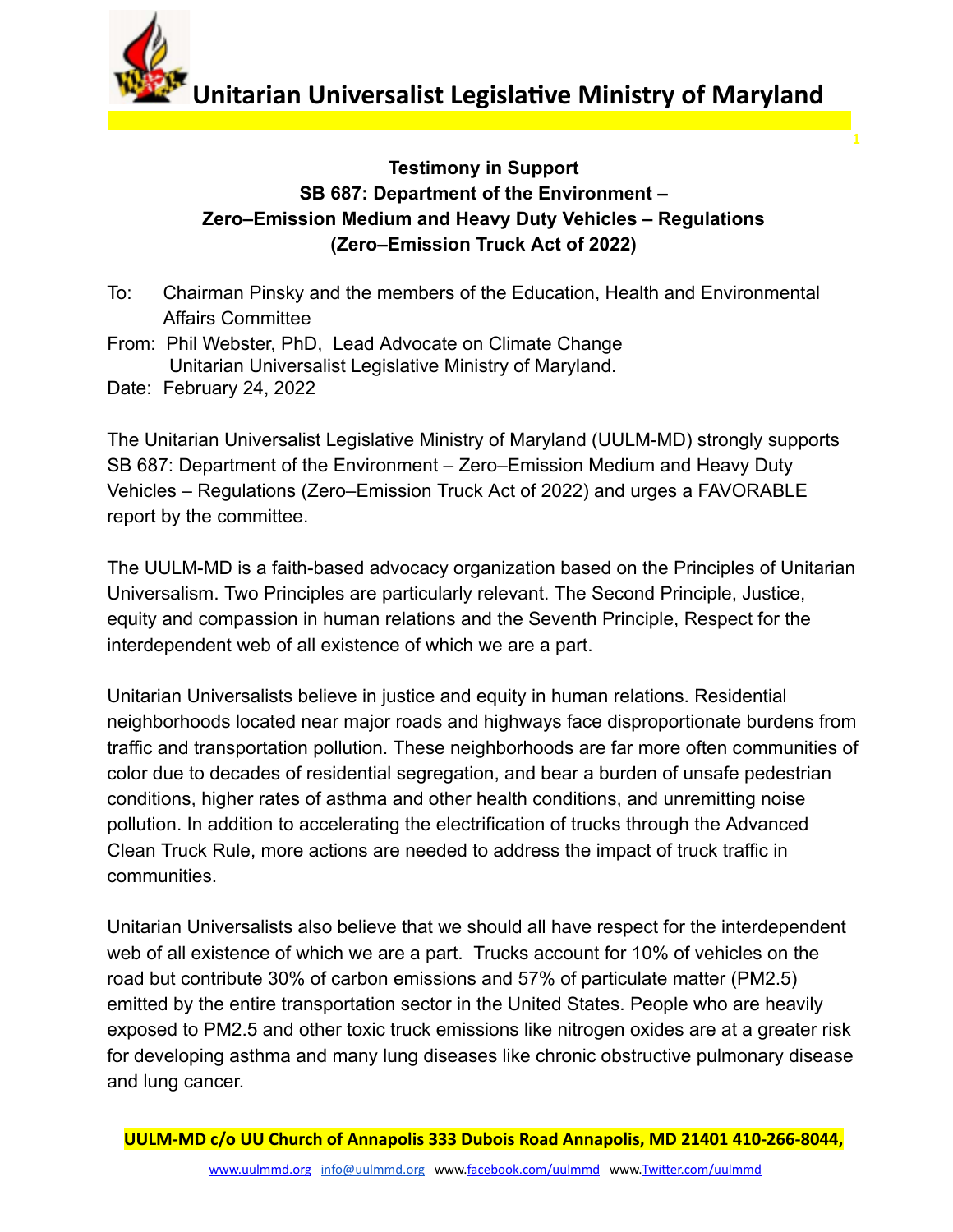# Unitarian Universalist Legislative Ministry of Maryland

**Testimony in Support**
**SB 687: Department of the Environment –**
**Zero–Emission Medium and Heavy Duty Vehicles – Regulations**
**(Zero–Emission Truck Act of 2022)**

To: Chairman Pinsky and the members of the Education, Health and Environmental Affairs Committee
From: Phil Webster, PhD, Lead Advocate on Climate Change
Unitarian Universalist Legislative Ministry of Maryland.
Date: February 24, 2022

The Unitarian Universalist Legislative Ministry of Maryland (UULM-MD) strongly supports SB 687: Department of the Environment – Zero–Emission Medium and Heavy Duty Vehicles – Regulations (Zero–Emission Truck Act of 2022) and urges a FAVORABLE report by the committee.

The UULM-MD is a faith-based advocacy organization based on the Principles of Unitarian Universalism. Two Principles are particularly relevant. The Second Principle, Justice, equity and compassion in human relations and the Seventh Principle, Respect for the interdependent web of all existence of which we are a part.

Unitarian Universalists believe in justice and equity in human relations. Residential neighborhoods located near major roads and highways face disproportionate burdens from traffic and transportation pollution. These neighborhoods are far more often communities of color due to decades of residential segregation, and bear a burden of unsafe pedestrian conditions, higher rates of asthma and other health conditions, and unremitting noise pollution. In addition to accelerating the electrification of trucks through the Advanced Clean Truck Rule, more actions are needed to address the impact of truck traffic in communities.

Unitarian Universalists also believe that we should all have respect for the interdependent web of all existence of which we are a part. Trucks account for 10% of vehicles on the road but contribute 30% of carbon emissions and 57% of particulate matter (PM2.5) emitted by the entire transportation sector in the United States. People who are heavily exposed to PM2.5 and other toxic truck emissions like nitrogen oxides are at a greater risk for developing asthma and many lung diseases like chronic obstructive pulmonary disease and lung cancer.

UULM-MD c/o UU Church of Annapolis 333 Dubois Road Annapolis, MD 21401 410-266-8044,

www.uulmmd.org info@uulmmd.org www.facebook.com/uulmmd www.Twitter.com/uulmmd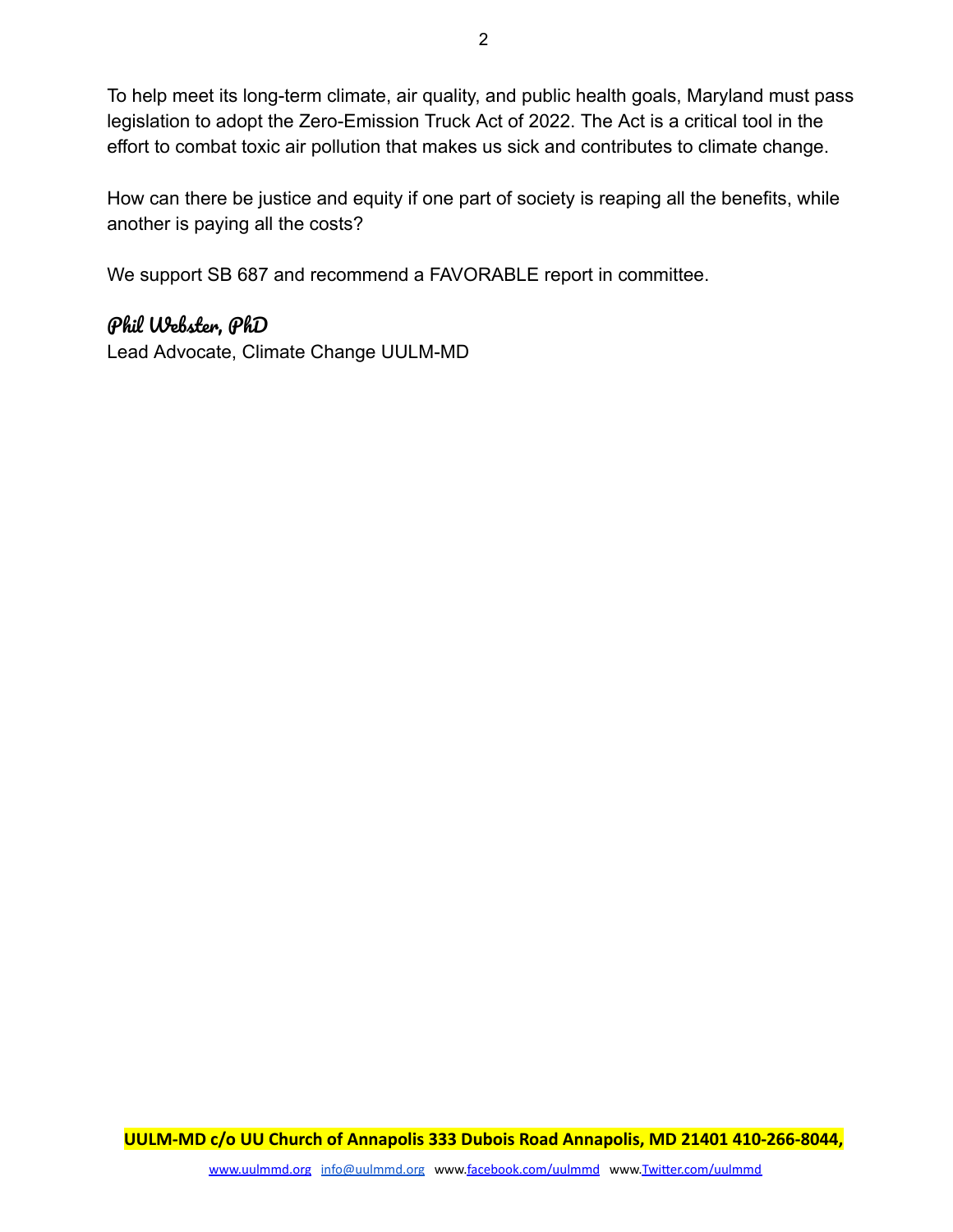To help meet its long-term climate, air quality, and public health goals, Maryland must pass legislation to adopt the Zero-Emission Truck Act of 2022. The Act is a critical tool in the effort to combat toxic air pollution that makes us sick and contributes to climate change.

How can there be justice and equity if one part of society is reaping all the benefits, while another is paying all the costs?

We support SB 687 and recommend a FAVORABLE report in committee.

**Phil Webster, PhD**
Lead Advocate, Climate Change UULM-MD

**UULM-MD c/o UU Church of Annapolis 333 Dubois Road Annapolis, MD 21401 410-266-8044,**

www.uulmmd.org info@uulmmd.org www.facebook.com/uulmmd www.Twitter.com/uulmmd